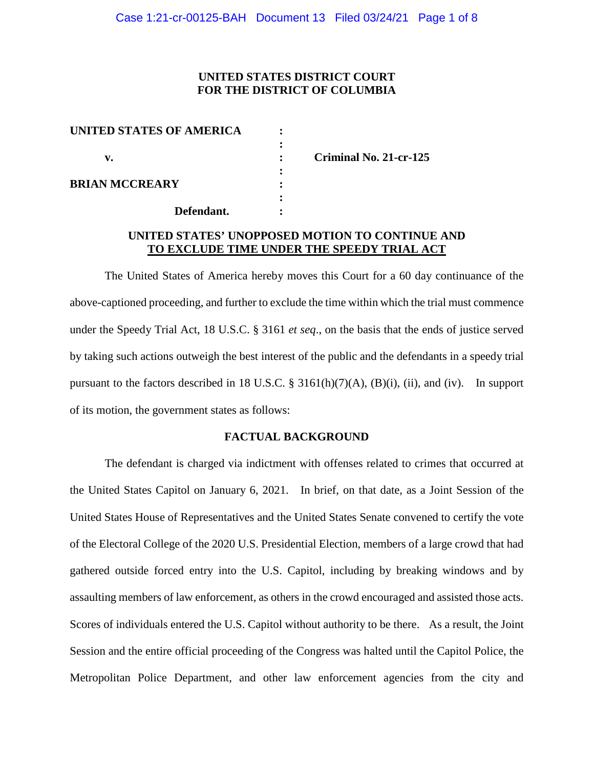**UNITED STATES DISTRICT COURT**
**FOR THE DISTRICT OF COLUMBIA**

| | | |
|---|---|---|
| **UNITED STATES OF AMERICA** | : | |
| | : | |
| **v.** | : | **Criminal No. 21-cr-125** |
| | : | |
| **BRIAN MCCREARY** | : | |
| | : | |
| **Defendant.** | : | |

## UNITED STATES' UNOPPOSED MOTION TO CONTINUE AND TO EXCLUDE TIME UNDER THE SPEEDY TRIAL ACT

The United States of America hereby moves this Court for a 60 day continuance of the above-captioned proceeding, and further to exclude the time within which the trial must commence under the Speedy Trial Act, 18 U.S.C. § 3161 *et seq*., on the basis that the ends of justice served by taking such actions outweigh the best interest of the public and the defendants in a speedy trial pursuant to the factors described in 18 U.S.C. § 3161(h)(7)(A), (B)(i), (ii), and (iv). In support of its motion, the government states as follows:

### FACTUAL BACKGROUND

The defendant is charged via indictment with offenses related to crimes that occurred at the United States Capitol on January 6, 2021. In brief, on that date, as a Joint Session of the United States House of Representatives and the United States Senate convened to certify the vote of the Electoral College of the 2020 U.S. Presidential Election, members of a large crowd that had gathered outside forced entry into the U.S. Capitol, including by breaking windows and by assaulting members of law enforcement, as others in the crowd encouraged and assisted those acts. Scores of individuals entered the U.S. Capitol without authority to be there. As a result, the Joint Session and the entire official proceeding of the Congress was halted until the Capitol Police, the Metropolitan Police Department, and other law enforcement agencies from the city and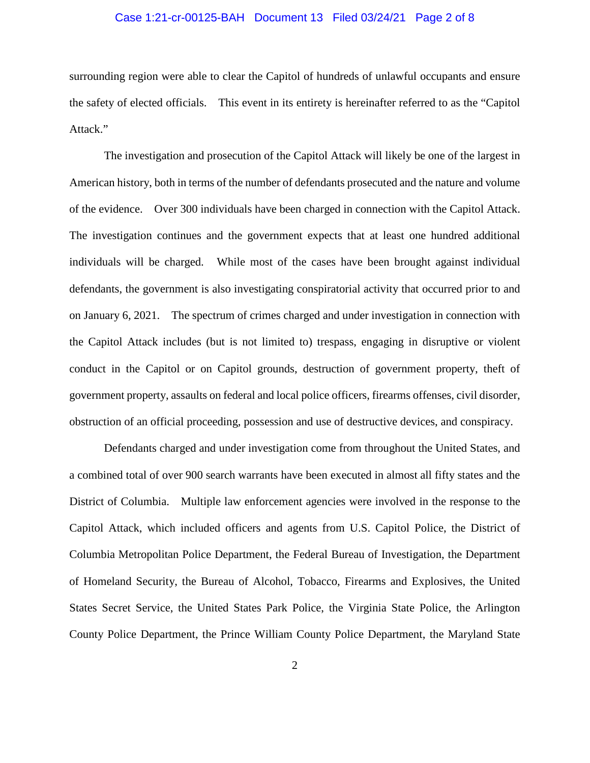surrounding region were able to clear the Capitol of hundreds of unlawful occupants and ensure the safety of elected officials. This event in its entirety is hereinafter referred to as the "Capitol Attack."

The investigation and prosecution of the Capitol Attack will likely be one of the largest in American history, both in terms of the number of defendants prosecuted and the nature and volume of the evidence. Over 300 individuals have been charged in connection with the Capitol Attack. The investigation continues and the government expects that at least one hundred additional individuals will be charged. While most of the cases have been brought against individual defendants, the government is also investigating conspiratorial activity that occurred prior to and on January 6, 2021. The spectrum of crimes charged and under investigation in connection with the Capitol Attack includes (but is not limited to) trespass, engaging in disruptive or violent conduct in the Capitol or on Capitol grounds, destruction of government property, theft of government property, assaults on federal and local police officers, firearms offenses, civil disorder, obstruction of an official proceeding, possession and use of destructive devices, and conspiracy.

Defendants charged and under investigation come from throughout the United States, and a combined total of over 900 search warrants have been executed in almost all fifty states and the District of Columbia. Multiple law enforcement agencies were involved in the response to the Capitol Attack, which included officers and agents from U.S. Capitol Police, the District of Columbia Metropolitan Police Department, the Federal Bureau of Investigation, the Department of Homeland Security, the Bureau of Alcohol, Tobacco, Firearms and Explosives, the United States Secret Service, the United States Park Police, the Virginia State Police, the Arlington County Police Department, the Prince William County Police Department, the Maryland State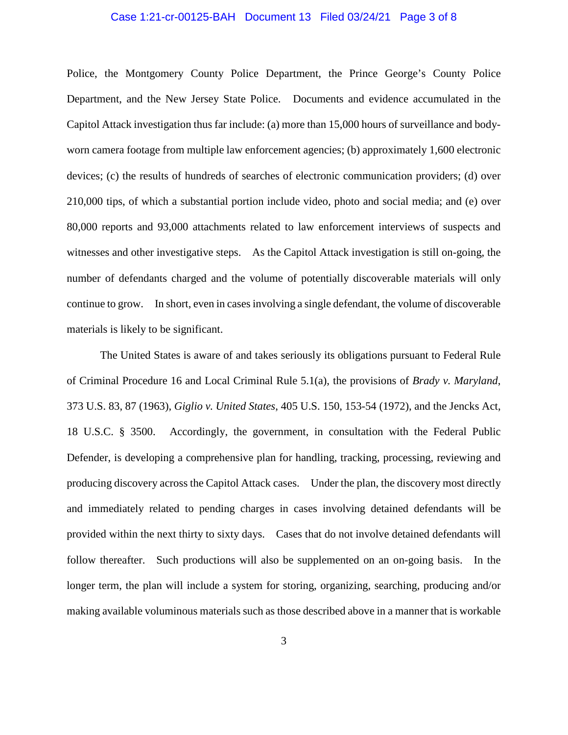Police, the Montgomery County Police Department, the Prince George's County Police Department, and the New Jersey State Police. Documents and evidence accumulated in the Capitol Attack investigation thus far include: (a) more than 15,000 hours of surveillance and body-worn camera footage from multiple law enforcement agencies; (b) approximately 1,600 electronic devices; (c) the results of hundreds of searches of electronic communication providers; (d) over 210,000 tips, of which a substantial portion include video, photo and social media; and (e) over 80,000 reports and 93,000 attachments related to law enforcement interviews of suspects and witnesses and other investigative steps. As the Capitol Attack investigation is still on-going, the number of defendants charged and the volume of potentially discoverable materials will only continue to grow. In short, even in cases involving a single defendant, the volume of discoverable materials is likely to be significant.

The United States is aware of and takes seriously its obligations pursuant to Federal Rule of Criminal Procedure 16 and Local Criminal Rule 5.1(a), the provisions of *Brady v. Maryland*, 373 U.S. 83, 87 (1963), *Giglio v. United States*, 405 U.S. 150, 153-54 (1972), and the Jencks Act, 18 U.S.C. § 3500. Accordingly, the government, in consultation with the Federal Public Defender, is developing a comprehensive plan for handling, tracking, processing, reviewing and producing discovery across the Capitol Attack cases. Under the plan, the discovery most directly and immediately related to pending charges in cases involving detained defendants will be provided within the next thirty to sixty days. Cases that do not involve detained defendants will follow thereafter. Such productions will also be supplemented on an on-going basis. In the longer term, the plan will include a system for storing, organizing, searching, producing and/or making available voluminous materials such as those described above in a manner that is workable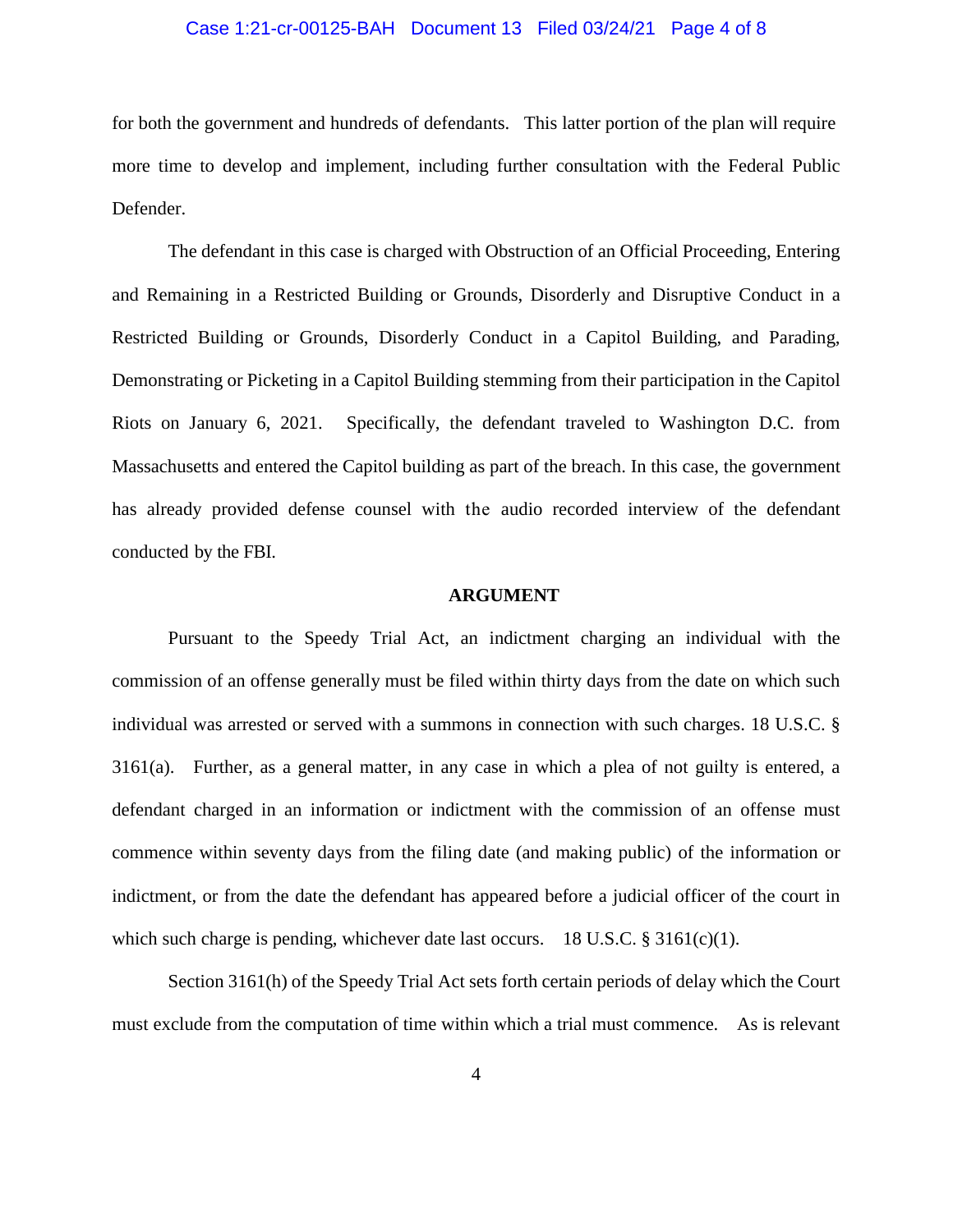for both the government and hundreds of defendants. This latter portion of the plan will require more time to develop and implement, including further consultation with the Federal Public Defender.

The defendant in this case is charged with Obstruction of an Official Proceeding, Entering and Remaining in a Restricted Building or Grounds, Disorderly and Disruptive Conduct in a Restricted Building or Grounds, Disorderly Conduct in a Capitol Building, and Parading, Demonstrating or Picketing in a Capitol Building stemming from their participation in the Capitol Riots on January 6, 2021. Specifically, the defendant traveled to Washington D.C. from Massachusetts and entered the Capitol building as part of the breach. In this case, the government has already provided defense counsel with the audio recorded interview of the defendant conducted by the FBI.

## ARGUMENT

Pursuant to the Speedy Trial Act, an indictment charging an individual with the commission of an offense generally must be filed within thirty days from the date on which such individual was arrested or served with a summons in connection with such charges. 18 U.S.C. § 3161(a). Further, as a general matter, in any case in which a plea of not guilty is entered, a defendant charged in an information or indictment with the commission of an offense must commence within seventy days from the filing date (and making public) of the information or indictment, or from the date the defendant has appeared before a judicial officer of the court in which such charge is pending, whichever date last occurs. 18 U.S.C. § 3161(c)(1).

Section 3161(h) of the Speedy Trial Act sets forth certain periods of delay which the Court must exclude from the computation of time within which a trial must commence. As is relevant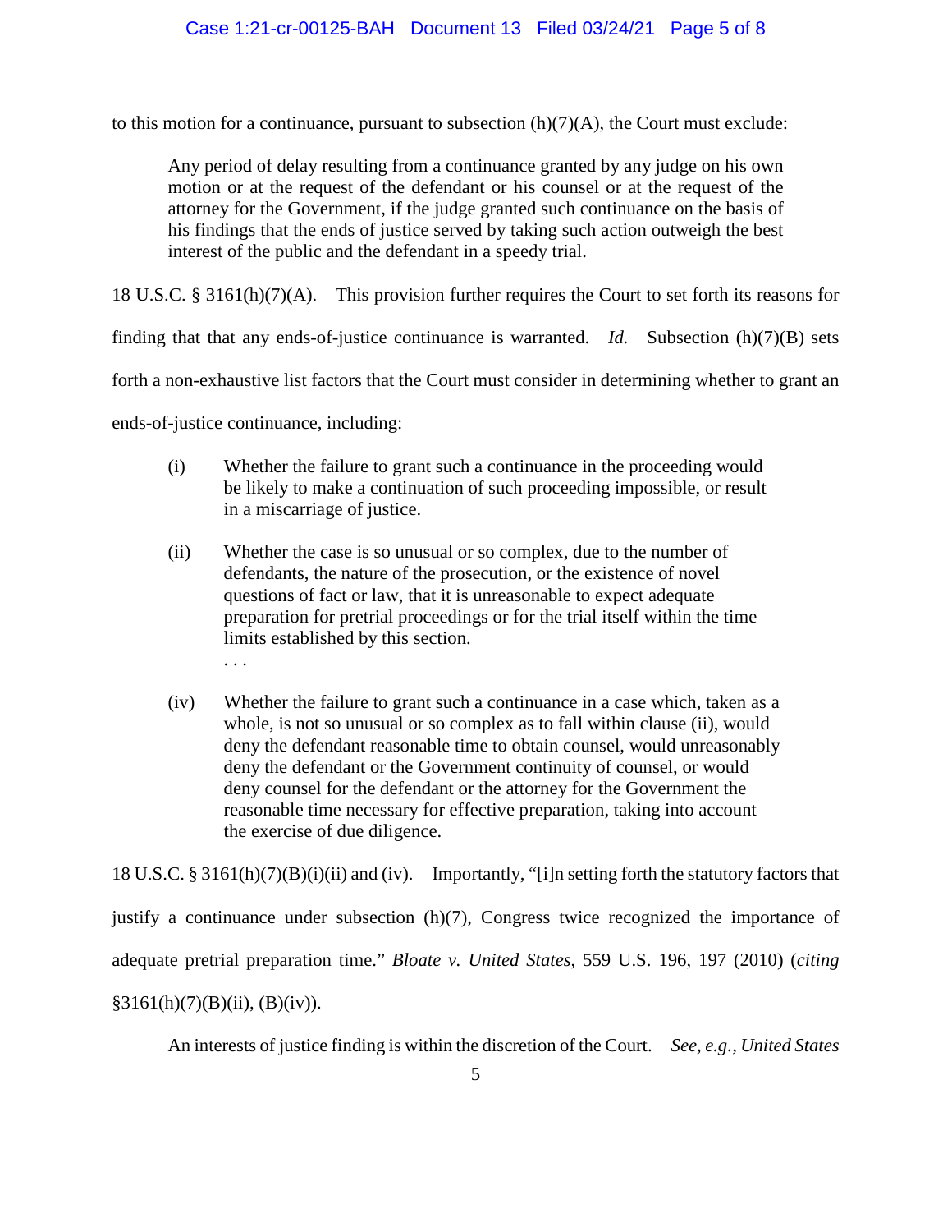to this motion for a continuance, pursuant to subsection (h)(7)(A), the Court must exclude:

> Any period of delay resulting from a continuance granted by any judge on his own motion or at the request of the defendant or his counsel or at the request of the attorney for the Government, if the judge granted such continuance on the basis of his findings that the ends of justice served by taking such action outweigh the best interest of the public and the defendant in a speedy trial.

18 U.S.C. § 3161(h)(7)(A). This provision further requires the Court to set forth its reasons for finding that that any ends-of-justice continuance is warranted. *Id.* Subsection (h)(7)(B) sets forth a non-exhaustive list factors that the Court must consider in determining whether to grant an ends-of-justice continuance, including:

> (i) Whether the failure to grant such a continuance in the proceeding would be likely to make a continuation of such proceeding impossible, or result in a miscarriage of justice.
>
> (ii) Whether the case is so unusual or so complex, due to the number of defendants, the nature of the prosecution, or the existence of novel questions of fact or law, that it is unreasonable to expect adequate preparation for pretrial proceedings or for the trial itself within the time limits established by this section.
>
> . . .
>
> (iv) Whether the failure to grant such a continuance in a case which, taken as a whole, is not so unusual or so complex as to fall within clause (ii), would deny the defendant reasonable time to obtain counsel, would unreasonably deny the defendant or the Government continuity of counsel, or would deny counsel for the defendant or the attorney for the Government the reasonable time necessary for effective preparation, taking into account the exercise of due diligence.

18 U.S.C. § 3161(h)(7)(B)(i)(ii) and (iv). Importantly, "[i]n setting forth the statutory factors that justify a continuance under subsection (h)(7), Congress twice recognized the importance of adequate pretrial preparation time." *Bloate v. United States*, 559 U.S. 196, 197 (2010) (*citing* §3161(h)(7)(B)(ii), (B)(iv)).

An interests of justice finding is within the discretion of the Court. *See, e.g., United States*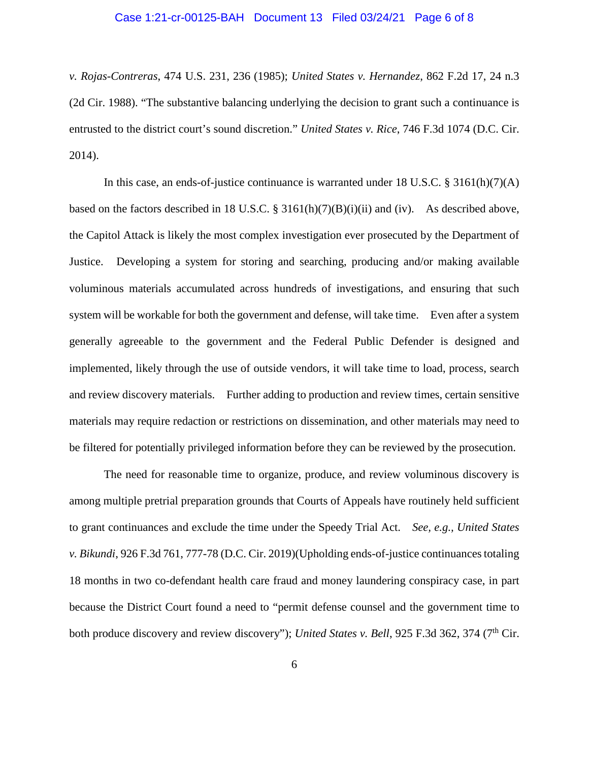*v. Rojas-Contreras*, 474 U.S. 231, 236 (1985); *United States v. Hernandez*, 862 F.2d 17, 24 n.3 (2d Cir. 1988). "The substantive balancing underlying the decision to grant such a continuance is entrusted to the district court's sound discretion." *United States v. Rice*, 746 F.3d 1074 (D.C. Cir. 2014).

In this case, an ends-of-justice continuance is warranted under 18 U.S.C. § 3161(h)(7)(A) based on the factors described in 18 U.S.C. § 3161(h)(7)(B)(i)(ii) and (iv). As described above, the Capitol Attack is likely the most complex investigation ever prosecuted by the Department of Justice. Developing a system for storing and searching, producing and/or making available voluminous materials accumulated across hundreds of investigations, and ensuring that such system will be workable for both the government and defense, will take time. Even after a system generally agreeable to the government and the Federal Public Defender is designed and implemented, likely through the use of outside vendors, it will take time to load, process, search and review discovery materials. Further adding to production and review times, certain sensitive materials may require redaction or restrictions on dissemination, and other materials may need to be filtered for potentially privileged information before they can be reviewed by the prosecution.

The need for reasonable time to organize, produce, and review voluminous discovery is among multiple pretrial preparation grounds that Courts of Appeals have routinely held sufficient to grant continuances and exclude the time under the Speedy Trial Act. *See, e.g., United States v. Bikundi*, 926 F.3d 761, 777-78 (D.C. Cir. 2019)(Upholding ends-of-justice continuances totaling 18 months in two co-defendant health care fraud and money laundering conspiracy case, in part because the District Court found a need to "permit defense counsel and the government time to both produce discovery and review discovery"); *United States v. Bell*, 925 F.3d 362, 374 (7th Cir.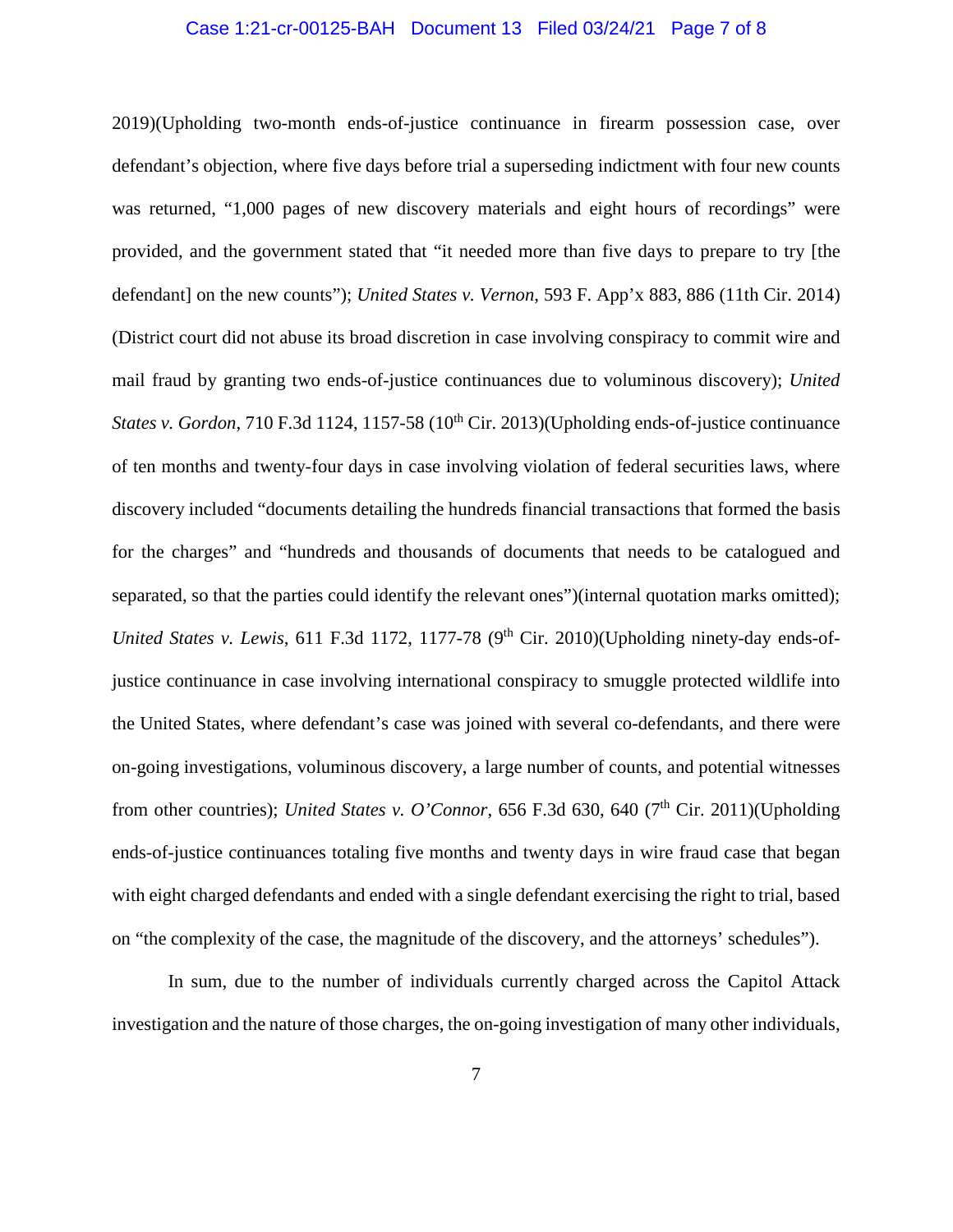2019)(Upholding two-month ends-of-justice continuance in firearm possession case, over defendant's objection, where five days before trial a superseding indictment with four new counts was returned, "1,000 pages of new discovery materials and eight hours of recordings" were provided, and the government stated that "it needed more than five days to prepare to try [the defendant] on the new counts"); *United States v. Vernon*, 593 F. App'x 883, 886 (11th Cir. 2014) (District court did not abuse its broad discretion in case involving conspiracy to commit wire and mail fraud by granting two ends-of-justice continuances due to voluminous discovery); *United States v. Gordon*, 710 F.3d 1124, 1157-58 (10th Cir. 2013)(Upholding ends-of-justice continuance of ten months and twenty-four days in case involving violation of federal securities laws, where discovery included "documents detailing the hundreds financial transactions that formed the basis for the charges" and "hundreds and thousands of documents that needs to be catalogued and separated, so that the parties could identify the relevant ones")(internal quotation marks omitted); *United States v. Lewis*, 611 F.3d 1172, 1177-78 (9th Cir. 2010)(Upholding ninety-day ends-of-justice continuance in case involving international conspiracy to smuggle protected wildlife into the United States, where defendant's case was joined with several co-defendants, and there were on-going investigations, voluminous discovery, a large number of counts, and potential witnesses from other countries); *United States v. O'Connor*, 656 F.3d 630, 640 (7th Cir. 2011)(Upholding ends-of-justice continuances totaling five months and twenty days in wire fraud case that began with eight charged defendants and ended with a single defendant exercising the right to trial, based on "the complexity of the case, the magnitude of the discovery, and the attorneys' schedules").

In sum, due to the number of individuals currently charged across the Capitol Attack investigation and the nature of those charges, the on-going investigation of many other individuals,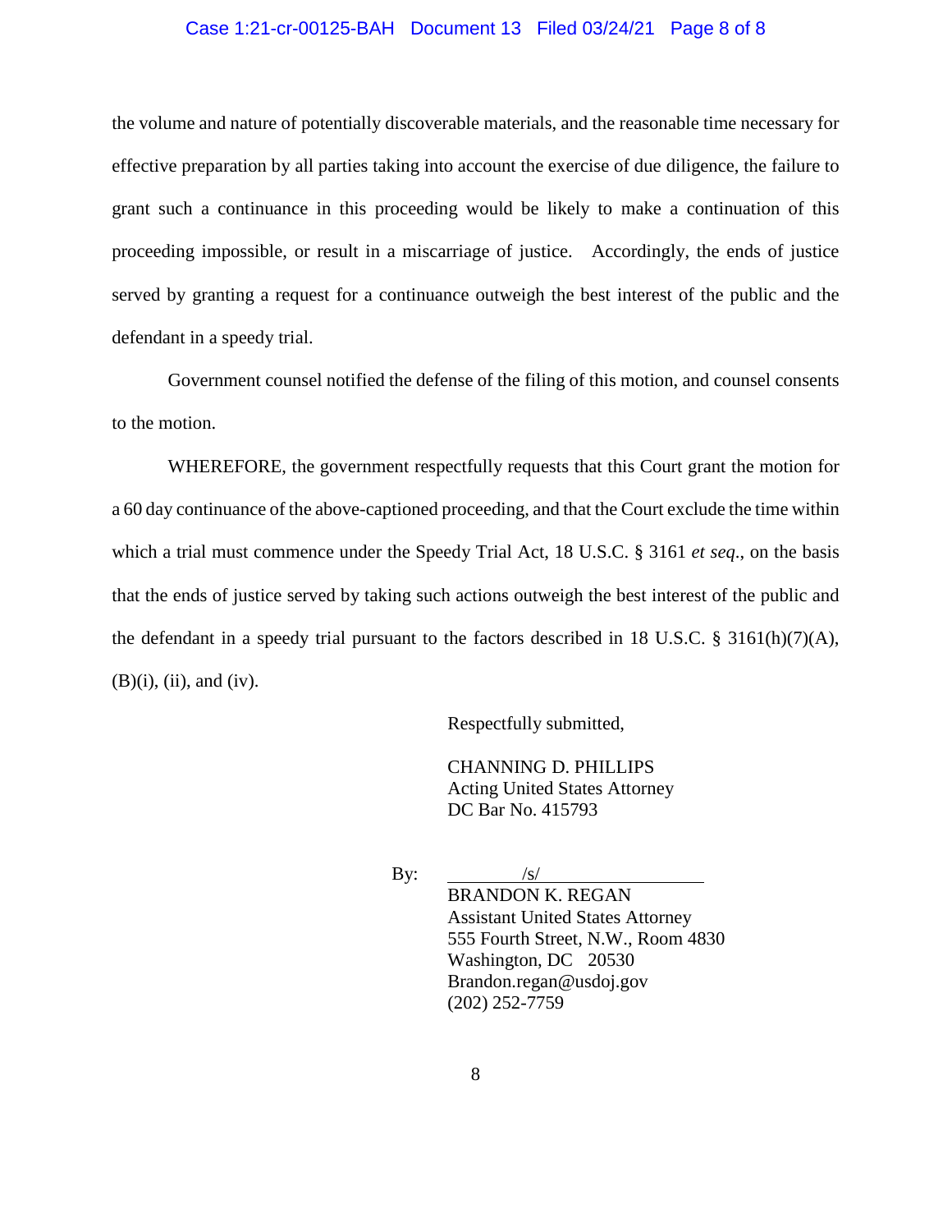the volume and nature of potentially discoverable materials, and the reasonable time necessary for effective preparation by all parties taking into account the exercise of due diligence, the failure to grant such a continuance in this proceeding would be likely to make a continuation of this proceeding impossible, or result in a miscarriage of justice. Accordingly, the ends of justice served by granting a request for a continuance outweigh the best interest of the public and the defendant in a speedy trial.

Government counsel notified the defense of the filing of this motion, and counsel consents to the motion.

WHEREFORE, the government respectfully requests that this Court grant the motion for a 60 day continuance of the above-captioned proceeding, and that the Court exclude the time within which a trial must commence under the Speedy Trial Act, 18 U.S.C. § 3161 *et seq*., on the basis that the ends of justice served by taking such actions outweigh the best interest of the public and the defendant in a speedy trial pursuant to the factors described in 18 U.S.C. § 3161(h)(7)(A), (B)(i), (ii), and (iv).

Respectfully submitted,

CHANNING D. PHILLIPS
Acting United States Attorney
DC Bar No. 415793

By: /s/
BRANDON K. REGAN
Assistant United States Attorney
555 Fourth Street, N.W., Room 4830
Washington, DC 20530
Brandon.regan@usdoj.gov
(202) 252-7759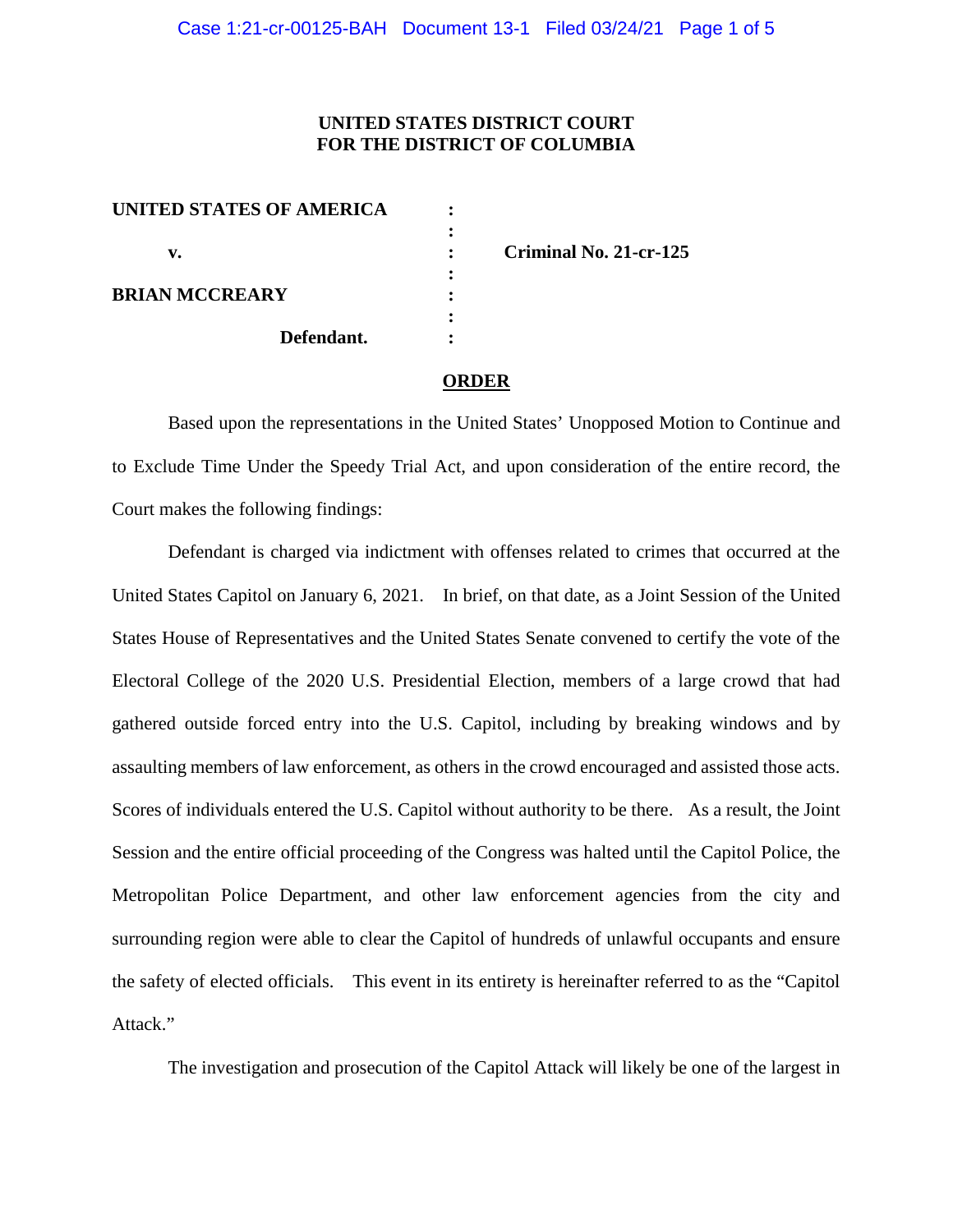**UNITED STATES DISTRICT COURT**
**FOR THE DISTRICT OF COLUMBIA**

| | | |
|---|---|---|
| **UNITED STATES OF AMERICA** | : | |
| | : | |
| **v.** | : | **Criminal No. 21-cr-125** |
| | : | |
| **BRIAN MCCREARY** | : | |
| | : | |
| **Defendant.** | : | |

## ORDER

Based upon the representations in the United States' Unopposed Motion to Continue and to Exclude Time Under the Speedy Trial Act, and upon consideration of the entire record, the Court makes the following findings:

Defendant is charged via indictment with offenses related to crimes that occurred at the United States Capitol on January 6, 2021. In brief, on that date, as a Joint Session of the United States House of Representatives and the United States Senate convened to certify the vote of the Electoral College of the 2020 U.S. Presidential Election, members of a large crowd that had gathered outside forced entry into the U.S. Capitol, including by breaking windows and by assaulting members of law enforcement, as others in the crowd encouraged and assisted those acts. Scores of individuals entered the U.S. Capitol without authority to be there. As a result, the Joint Session and the entire official proceeding of the Congress was halted until the Capitol Police, the Metropolitan Police Department, and other law enforcement agencies from the city and surrounding region were able to clear the Capitol of hundreds of unlawful occupants and ensure the safety of elected officials. This event in its entirety is hereinafter referred to as the "Capitol Attack."

The investigation and prosecution of the Capitol Attack will likely be one of the largest in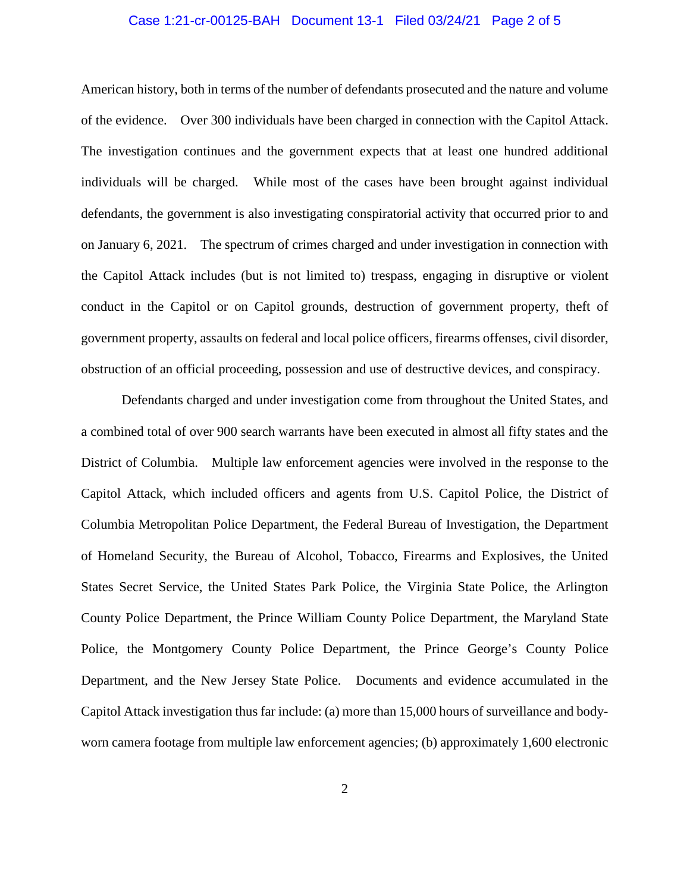American history, both in terms of the number of defendants prosecuted and the nature and volume of the evidence. Over 300 individuals have been charged in connection with the Capitol Attack. The investigation continues and the government expects that at least one hundred additional individuals will be charged. While most of the cases have been brought against individual defendants, the government is also investigating conspiratorial activity that occurred prior to and on January 6, 2021. The spectrum of crimes charged and under investigation in connection with the Capitol Attack includes (but is not limited to) trespass, engaging in disruptive or violent conduct in the Capitol or on Capitol grounds, destruction of government property, theft of government property, assaults on federal and local police officers, firearms offenses, civil disorder, obstruction of an official proceeding, possession and use of destructive devices, and conspiracy.

Defendants charged and under investigation come from throughout the United States, and a combined total of over 900 search warrants have been executed in almost all fifty states and the District of Columbia. Multiple law enforcement agencies were involved in the response to the Capitol Attack, which included officers and agents from U.S. Capitol Police, the District of Columbia Metropolitan Police Department, the Federal Bureau of Investigation, the Department of Homeland Security, the Bureau of Alcohol, Tobacco, Firearms and Explosives, the United States Secret Service, the United States Park Police, the Virginia State Police, the Arlington County Police Department, the Prince William County Police Department, the Maryland State Police, the Montgomery County Police Department, the Prince George's County Police Department, and the New Jersey State Police. Documents and evidence accumulated in the Capitol Attack investigation thus far include: (a) more than 15,000 hours of surveillance and body-worn camera footage from multiple law enforcement agencies; (b) approximately 1,600 electronic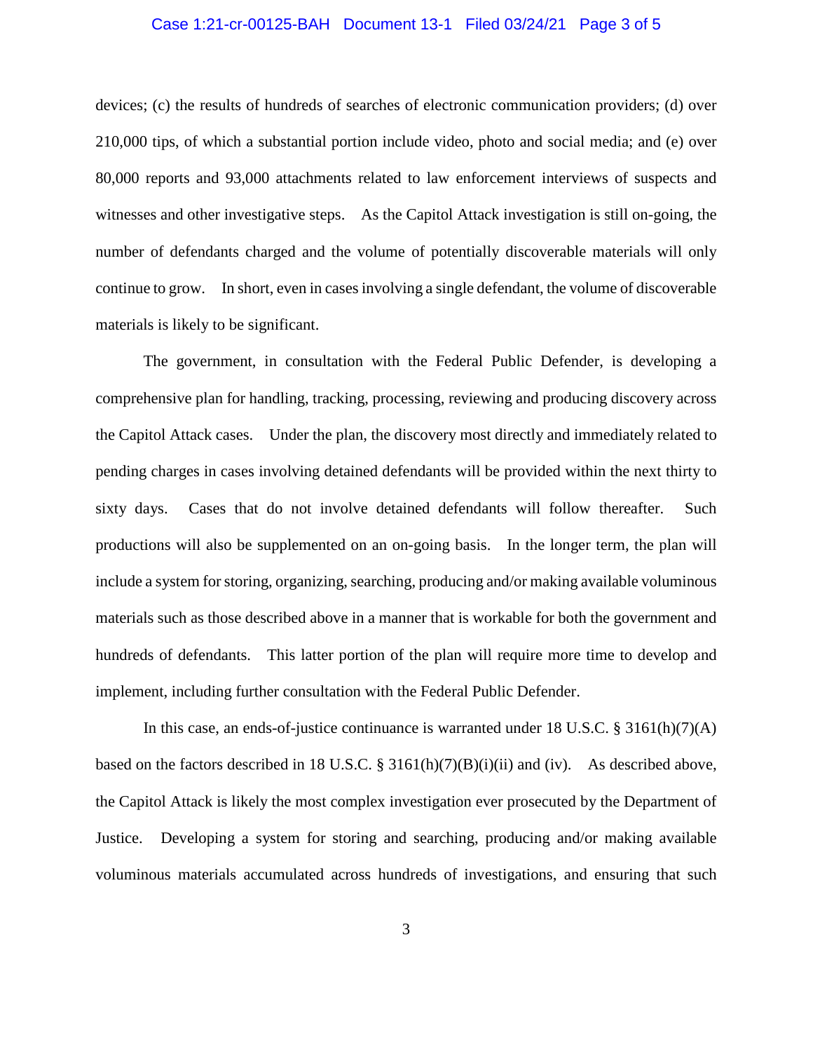devices; (c) the results of hundreds of searches of electronic communication providers; (d) over 210,000 tips, of which a substantial portion include video, photo and social media; and (e) over 80,000 reports and 93,000 attachments related to law enforcement interviews of suspects and witnesses and other investigative steps. As the Capitol Attack investigation is still on-going, the number of defendants charged and the volume of potentially discoverable materials will only continue to grow. In short, even in cases involving a single defendant, the volume of discoverable materials is likely to be significant.

The government, in consultation with the Federal Public Defender, is developing a comprehensive plan for handling, tracking, processing, reviewing and producing discovery across the Capitol Attack cases. Under the plan, the discovery most directly and immediately related to pending charges in cases involving detained defendants will be provided within the next thirty to sixty days. Cases that do not involve detained defendants will follow thereafter. Such productions will also be supplemented on an on-going basis. In the longer term, the plan will include a system for storing, organizing, searching, producing and/or making available voluminous materials such as those described above in a manner that is workable for both the government and hundreds of defendants. This latter portion of the plan will require more time to develop and implement, including further consultation with the Federal Public Defender.

In this case, an ends-of-justice continuance is warranted under 18 U.S.C. § 3161(h)(7)(A) based on the factors described in 18 U.S.C. § 3161(h)(7)(B)(i)(ii) and (iv). As described above, the Capitol Attack is likely the most complex investigation ever prosecuted by the Department of Justice. Developing a system for storing and searching, producing and/or making available voluminous materials accumulated across hundreds of investigations, and ensuring that such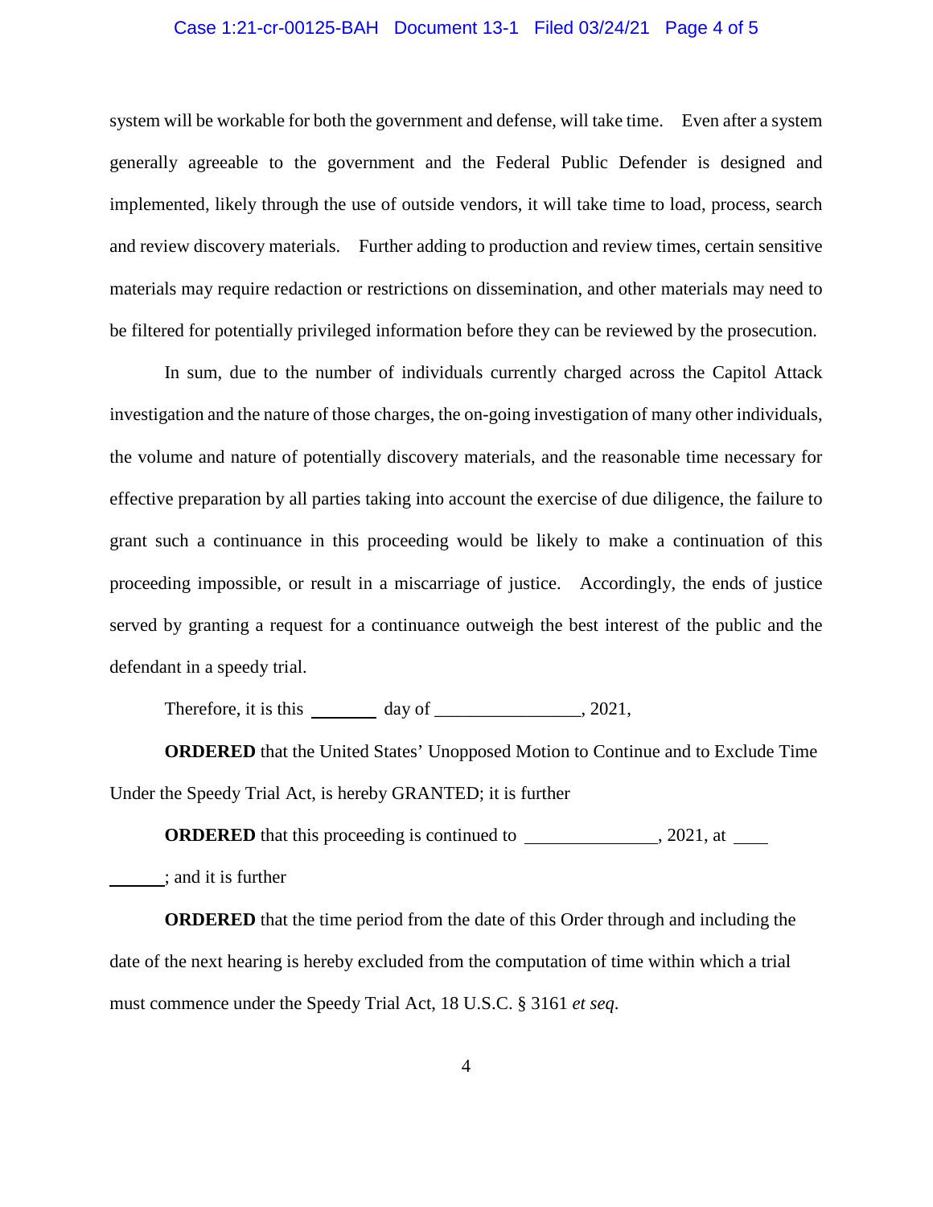system will be workable for both the government and defense, will take time. Even after a system generally agreeable to the government and the Federal Public Defender is designed and implemented, likely through the use of outside vendors, it will take time to load, process, search and review discovery materials. Further adding to production and review times, certain sensitive materials may require redaction or restrictions on dissemination, and other materials may need to be filtered for potentially privileged information before they can be reviewed by the prosecution.

In sum, due to the number of individuals currently charged across the Capitol Attack investigation and the nature of those charges, the on-going investigation of many other individuals, the volume and nature of potentially discovery materials, and the reasonable time necessary for effective preparation by all parties taking into account the exercise of due diligence, the failure to grant such a continuance in this proceeding would be likely to make a continuation of this proceeding impossible, or result in a miscarriage of justice. Accordingly, the ends of justice served by granting a request for a continuance outweigh the best interest of the public and the defendant in a speedy trial.

Therefore, it is this ________ day of ________________, 2021,

**ORDERED** that the United States' Unopposed Motion to Continue and to Exclude Time Under the Speedy Trial Act, is hereby GRANTED; it is further

**ORDERED** that this proceeding is continued to ______________, 2021, at ____ ______; and it is further

**ORDERED** that the time period from the date of this Order through and including the date of the next hearing is hereby excluded from the computation of time within which a trial must commence under the Speedy Trial Act, 18 U.S.C. § 3161 *et seq*.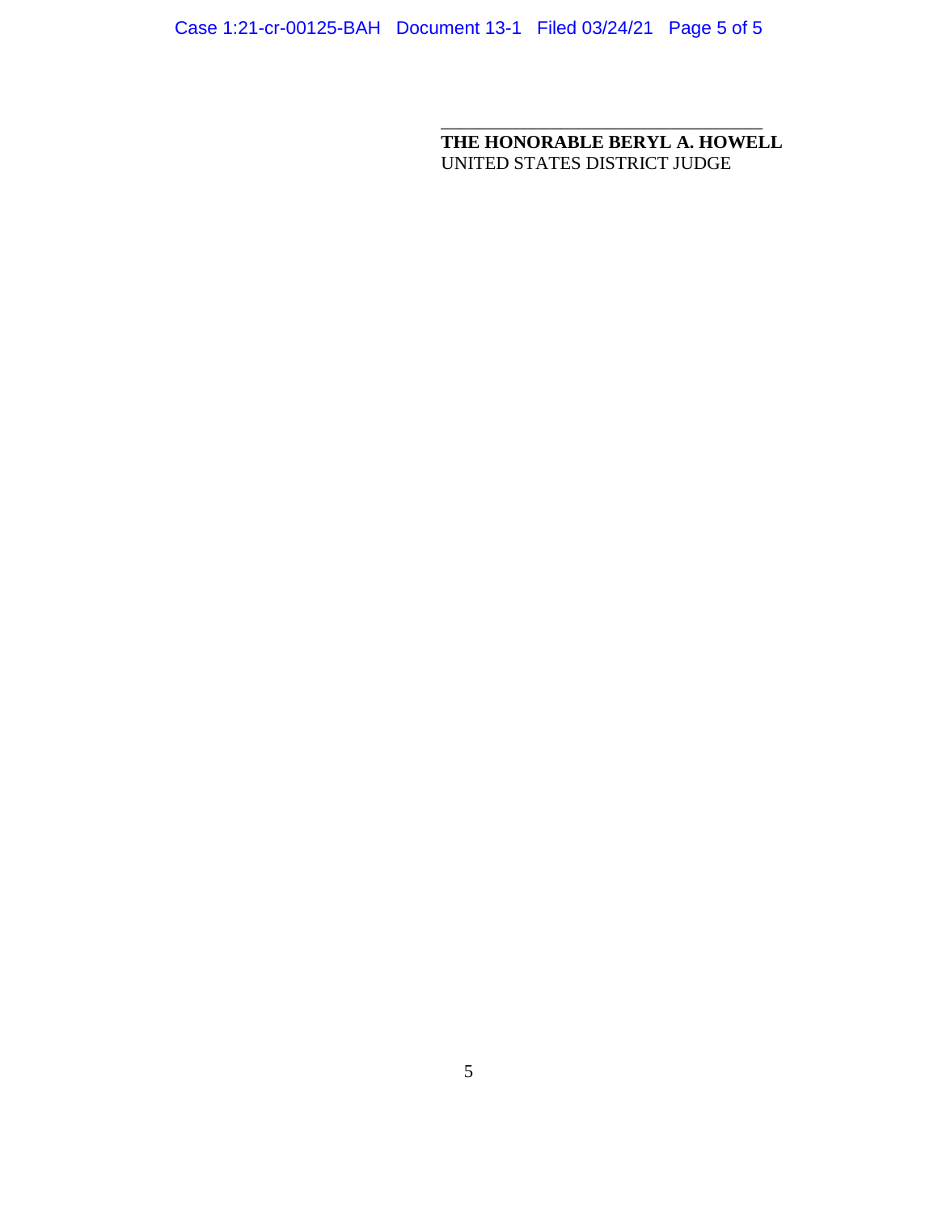\_\_\_\_\_\_\_\_\_\_\_\_\_\_\_\_\_\_\_\_\_\_\_\_\_\_\_\_\_\_\_\_\_\_\_\_

**THE HONORABLE BERYL A. HOWELL**
UNITED STATES DISTRICT JUDGE